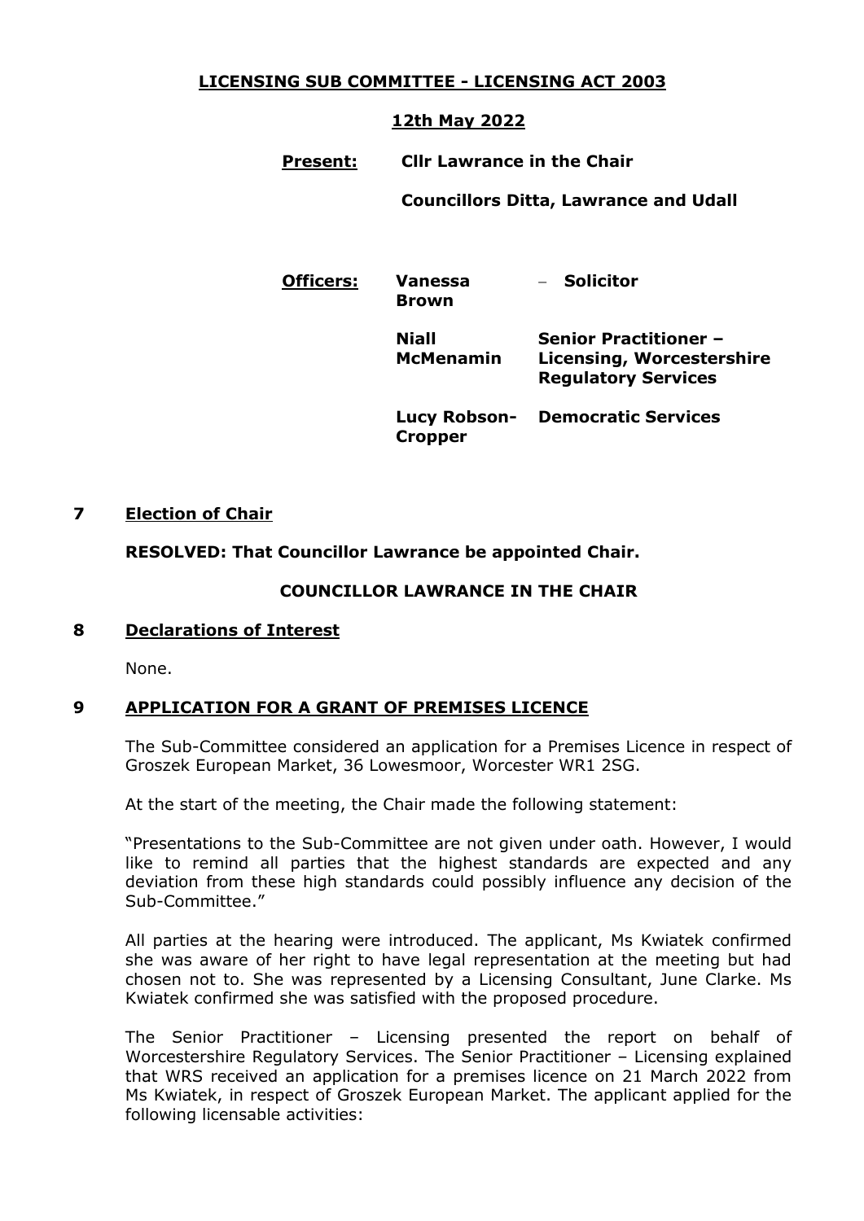# LICENSING SUB COMMITTEE - LICENSING ACT 2003

## 12th May 2022

**Present:** **Cllr Lawrance in the Chair**

**Councillors Ditta, Lawrance and Udall**

**Officers:**

| | |
|---|---|
| **Vanessa Brown** | – **Solicitor** |
| **Niall McMenamin** | **Senior Practitioner – Licensing, Worcestershire Regulatory Services** |
| **Lucy Robson-Cropper** | **Democratic Services** |

## 7 Election of Chair

**RESOLVED: That Councillor Lawrance be appointed Chair.**

**COUNCILLOR LAWRANCE IN THE CHAIR**

## 8 Declarations of Interest

None.

## 9 APPLICATION FOR A GRANT OF PREMISES LICENCE

The Sub-Committee considered an application for a Premises Licence in respect of Groszek European Market, 36 Lowesmoor, Worcester WR1 2SG.

At the start of the meeting, the Chair made the following statement:

"Presentations to the Sub-Committee are not given under oath. However, I would like to remind all parties that the highest standards are expected and any deviation from these high standards could possibly influence any decision of the Sub-Committee."

All parties at the hearing were introduced. The applicant, Ms Kwiatek confirmed she was aware of her right to have legal representation at the meeting but had chosen not to. She was represented by a Licensing Consultant, June Clarke. Ms Kwiatek confirmed she was satisfied with the proposed procedure.

The Senior Practitioner – Licensing presented the report on behalf of Worcestershire Regulatory Services. The Senior Practitioner – Licensing explained that WRS received an application for a premises licence on 21 March 2022 from Ms Kwiatek, in respect of Groszek European Market. The applicant applied for the following licensable activities: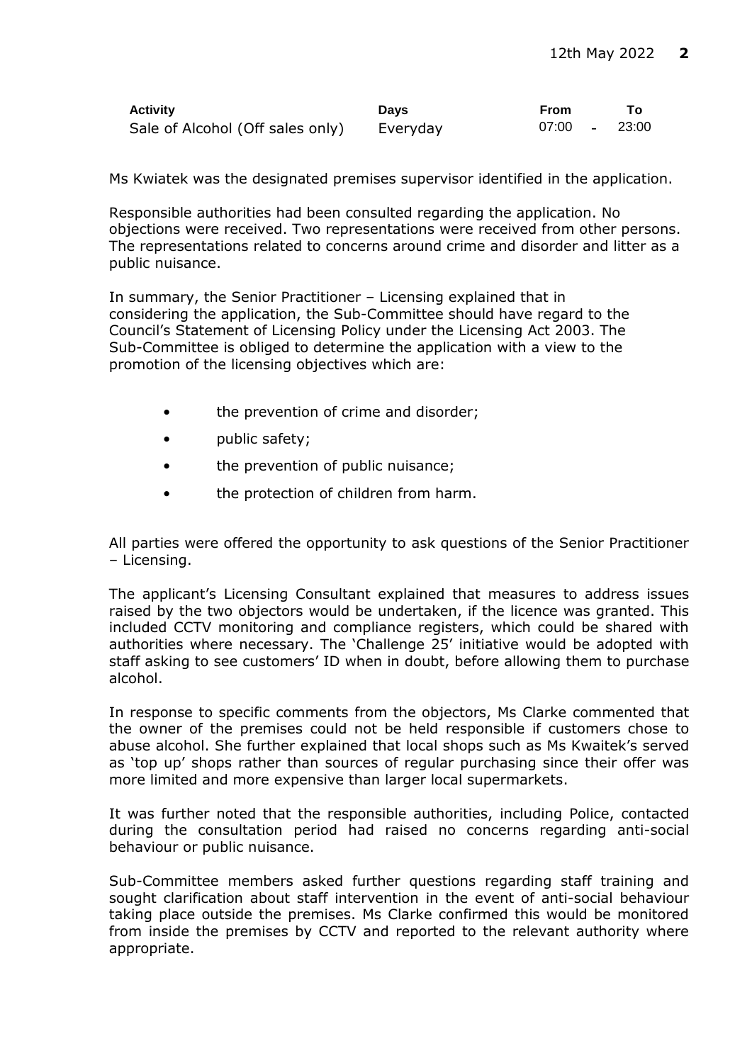| Activity | Days | From | To |
|---|---|---|---|
| Sale of Alcohol (Off sales only) | Everyday | 07:00 - | 23:00 |

Ms Kwiatek was the designated premises supervisor identified in the application.

Responsible authorities had been consulted regarding the application. No objections were received. Two representations were received from other persons. The representations related to concerns around crime and disorder and litter as a public nuisance.

In summary, the Senior Practitioner – Licensing explained that in considering the application, the Sub-Committee should have regard to the Council's Statement of Licensing Policy under the Licensing Act 2003. The Sub-Committee is obliged to determine the application with a view to the promotion of the licensing objectives which are:

- the prevention of crime and disorder;
- public safety;
- the prevention of public nuisance;
- the protection of children from harm.

All parties were offered the opportunity to ask questions of the Senior Practitioner – Licensing.

The applicant's Licensing Consultant explained that measures to address issues raised by the two objectors would be undertaken, if the licence was granted. This included CCTV monitoring and compliance registers, which could be shared with authorities where necessary. The 'Challenge 25' initiative would be adopted with staff asking to see customers' ID when in doubt, before allowing them to purchase alcohol.

In response to specific comments from the objectors, Ms Clarke commented that the owner of the premises could not be held responsible if customers chose to abuse alcohol. She further explained that local shops such as Ms Kwaitek's served as 'top up' shops rather than sources of regular purchasing since their offer was more limited and more expensive than larger local supermarkets.

It was further noted that the responsible authorities, including Police, contacted during the consultation period had raised no concerns regarding anti-social behaviour or public nuisance.

Sub-Committee members asked further questions regarding staff training and sought clarification about staff intervention in the event of anti-social behaviour taking place outside the premises. Ms Clarke confirmed this would be monitored from inside the premises by CCTV and reported to the relevant authority where appropriate.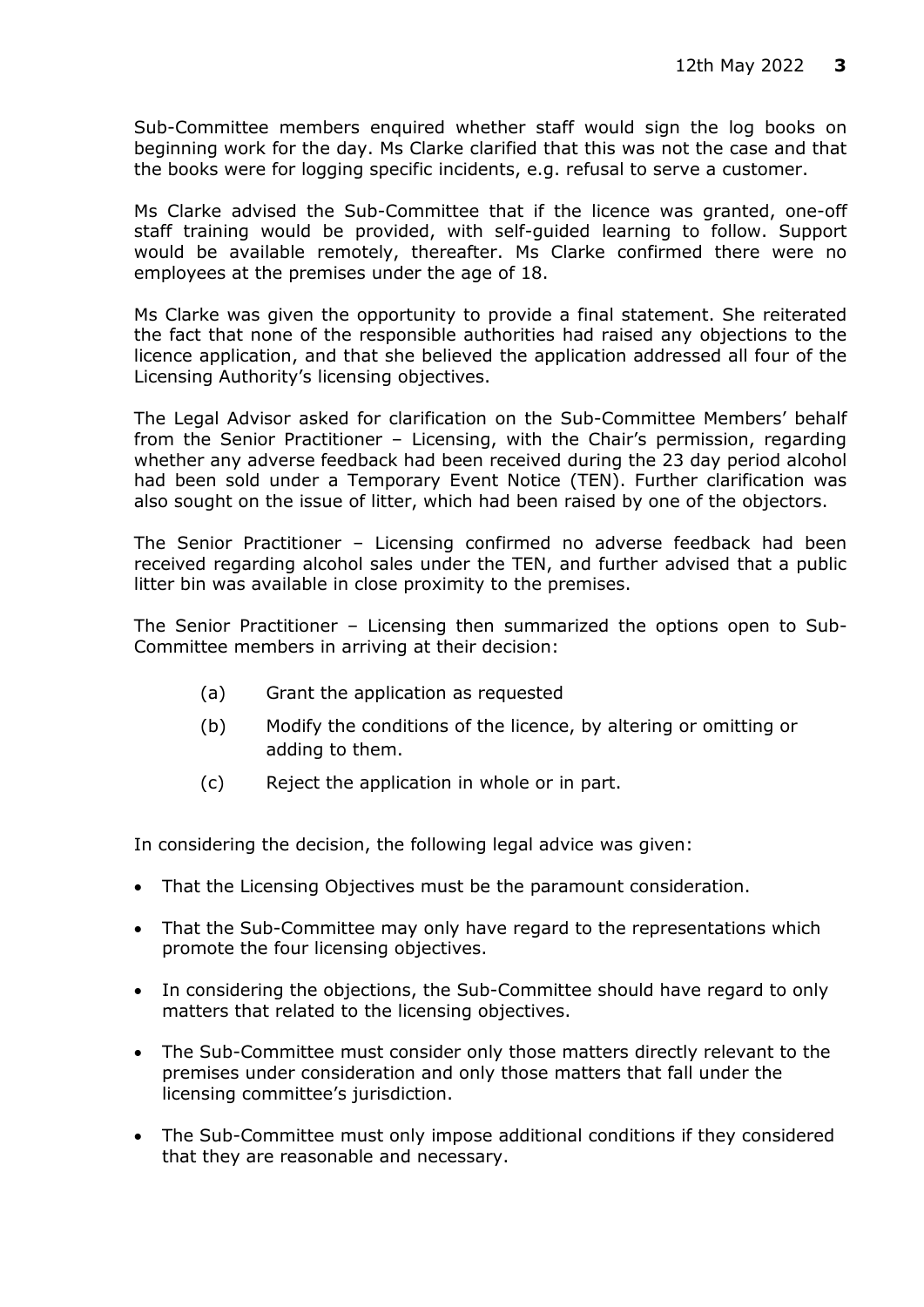Sub-Committee members enquired whether staff would sign the log books on beginning work for the day. Ms Clarke clarified that this was not the case and that the books were for logging specific incidents, e.g. refusal to serve a customer.

Ms Clarke advised the Sub-Committee that if the licence was granted, one-off staff training would be provided, with self-guided learning to follow. Support would be available remotely, thereafter. Ms Clarke confirmed there were no employees at the premises under the age of 18.

Ms Clarke was given the opportunity to provide a final statement. She reiterated the fact that none of the responsible authorities had raised any objections to the licence application, and that she believed the application addressed all four of the Licensing Authority's licensing objectives.

The Legal Advisor asked for clarification on the Sub-Committee Members' behalf from the Senior Practitioner – Licensing, with the Chair's permission, regarding whether any adverse feedback had been received during the 23 day period alcohol had been sold under a Temporary Event Notice (TEN). Further clarification was also sought on the issue of litter, which had been raised by one of the objectors.

The Senior Practitioner – Licensing confirmed no adverse feedback had been received regarding alcohol sales under the TEN, and further advised that a public litter bin was available in close proximity to the premises.

The Senior Practitioner – Licensing then summarized the options open to Sub-Committee members in arriving at their decision:

(a) Grant the application as requested

(b) Modify the conditions of the licence, by altering or omitting or adding to them.

(c) Reject the application in whole or in part.

In considering the decision, the following legal advice was given:

- That the Licensing Objectives must be the paramount consideration.
- That the Sub-Committee may only have regard to the representations which promote the four licensing objectives.
- In considering the objections, the Sub-Committee should have regard to only matters that related to the licensing objectives.
- The Sub-Committee must consider only those matters directly relevant to the premises under consideration and only those matters that fall under the licensing committee's jurisdiction.
- The Sub-Committee must only impose additional conditions if they considered that they are reasonable and necessary.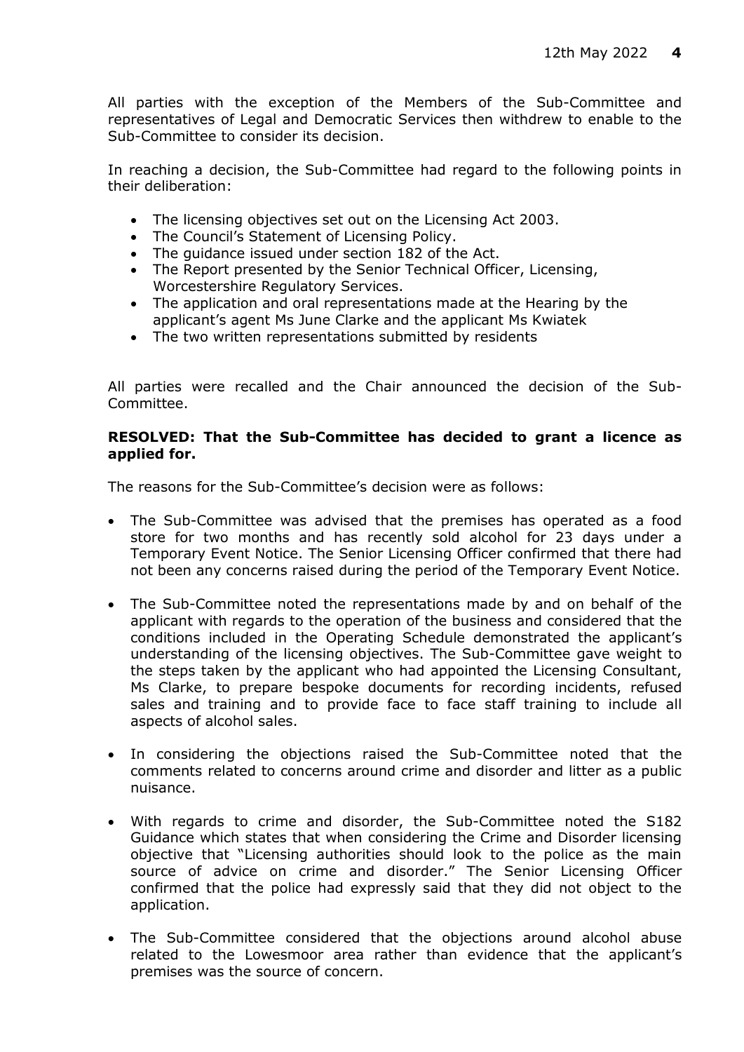All parties with the exception of the Members of the Sub-Committee and representatives of Legal and Democratic Services then withdrew to enable to the Sub-Committee to consider its decision.

In reaching a decision, the Sub-Committee had regard to the following points in their deliberation:

- The licensing objectives set out on the Licensing Act 2003.
- The Council's Statement of Licensing Policy.
- The guidance issued under section 182 of the Act.
- The Report presented by the Senior Technical Officer, Licensing, Worcestershire Regulatory Services.
- The application and oral representations made at the Hearing by the applicant's agent Ms June Clarke and the applicant Ms Kwiatek
- The two written representations submitted by residents

All parties were recalled and the Chair announced the decision of the Sub-Committee.

**RESOLVED: That the Sub-Committee has decided to grant a licence as applied for.**

The reasons for the Sub-Committee's decision were as follows:

- The Sub-Committee was advised that the premises has operated as a food store for two months and has recently sold alcohol for 23 days under a Temporary Event Notice. The Senior Licensing Officer confirmed that there had not been any concerns raised during the period of the Temporary Event Notice.
- The Sub-Committee noted the representations made by and on behalf of the applicant with regards to the operation of the business and considered that the conditions included in the Operating Schedule demonstrated the applicant's understanding of the licensing objectives. The Sub-Committee gave weight to the steps taken by the applicant who had appointed the Licensing Consultant, Ms Clarke, to prepare bespoke documents for recording incidents, refused sales and training and to provide face to face staff training to include all aspects of alcohol sales.
- In considering the objections raised the Sub-Committee noted that the comments related to concerns around crime and disorder and litter as a public nuisance.
- With regards to crime and disorder, the Sub-Committee noted the S182 Guidance which states that when considering the Crime and Disorder licensing objective that "Licensing authorities should look to the police as the main source of advice on crime and disorder." The Senior Licensing Officer confirmed that the police had expressly said that they did not object to the application.
- The Sub-Committee considered that the objections around alcohol abuse related to the Lowesmoor area rather than evidence that the applicant's premises was the source of concern.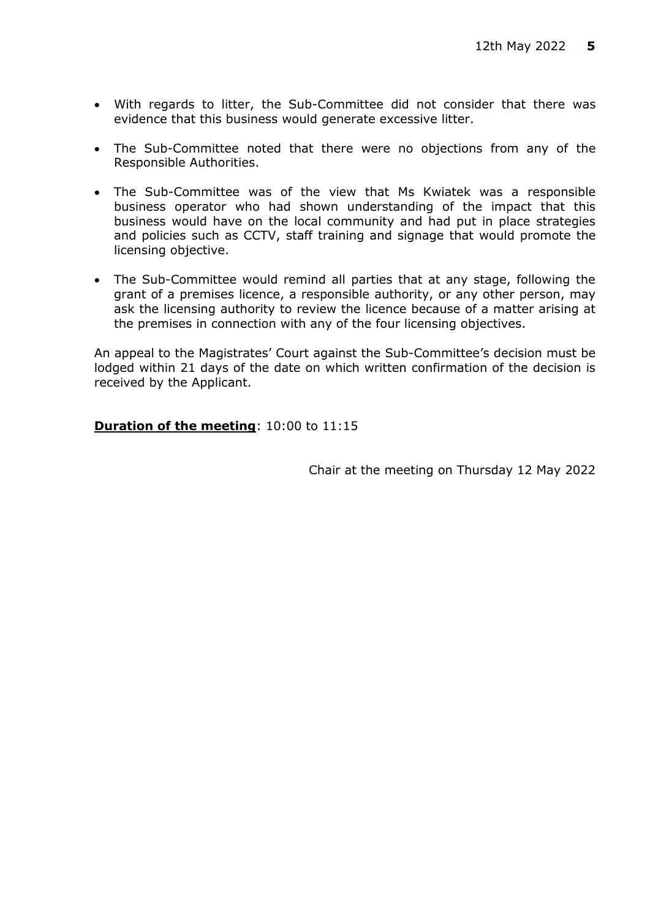- With regards to litter, the Sub-Committee did not consider that there was evidence that this business would generate excessive litter.

- The Sub-Committee noted that there were no objections from any of the Responsible Authorities.

- The Sub-Committee was of the view that Ms Kwiatek was a responsible business operator who had shown understanding of the impact that this business would have on the local community and had put in place strategies and policies such as CCTV, staff training and signage that would promote the licensing objective.

- The Sub-Committee would remind all parties that at any stage, following the grant of a premises licence, a responsible authority, or any other person, may ask the licensing authority to review the licence because of a matter arising at the premises in connection with any of the four licensing objectives.

An appeal to the Magistrates' Court against the Sub-Committee's decision must be lodged within 21 days of the date on which written confirmation of the decision is received by the Applicant.

**Duration of the meeting**: 10:00 to 11:15

Chair at the meeting on Thursday 12 May 2022